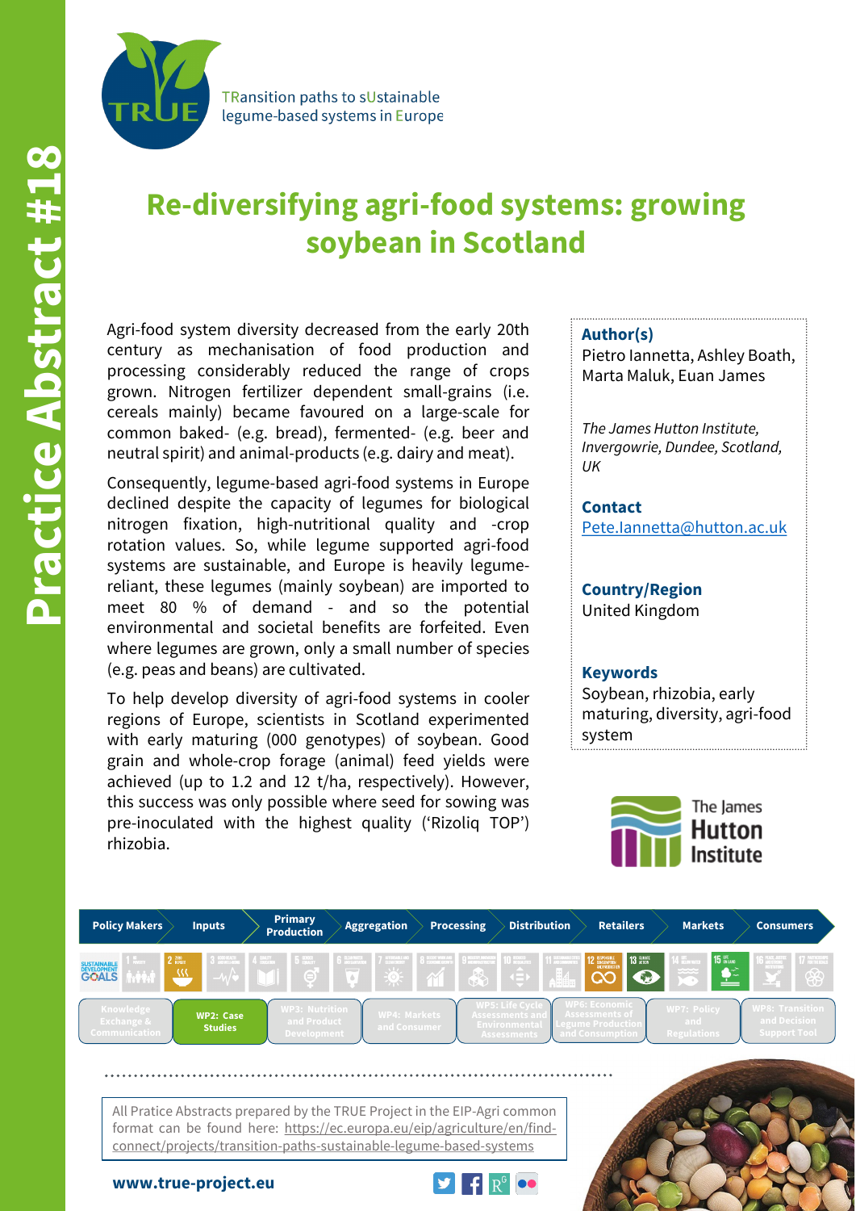Practice Abstract #18

TRansition paths to sUstainable legume-based systems in Europe

# Re-diversifying agri-food systems: growing soybean in Scotland

Agri-food system diversity decreased from the early 20th century as mechanisation of food production and processing considerably reduced the range of crops grown. Nitrogen fertilizer dependent small-grains (i.e. cereals mainly) became favoured on a large-scale for common baked- (e.g. bread), fermented- (e.g. beer and neutral spirit) and animal-products (e.g. dairy and meat).

Consequently, legume-based agri-food systems in Europe declined despite the capacity of legumes for biological nitrogen fixation, high-nutritional quality and -crop rotation values. So, while legume supported agri-food systems are sustainable, and Europe is heavily legume-reliant, these legumes (mainly soybean) are imported to meet 80 % of demand - and so the potential environmental and societal benefits are forfeited. Even where legumes are grown, only a small number of species (e.g. peas and beans) are cultivated.

To help develop diversity of agri-food systems in cooler regions of Europe, scientists in Scotland experimented with early maturing (000 genotypes) of soybean. Good grain and whole-crop forage (animal) feed yields were achieved (up to 1.2 and 12 t/ha, respectively). However, this success was only possible where seed for sowing was pre-inoculated with the highest quality ('Rizoliq TOP') rhizobia.

**Author(s)**
Pietro Iannetta, Ashley Boath, Marta Maluk, Euan James

*The James Hutton Institute, Invergowrie, Dundee, Scotland, UK*

**Contact**
Pete.Iannetta@hutton.ac.uk

**Country/Region**
United Kingdom

**Keywords**
Soybean, rhizobia, early maturing, diversity, agri-food system

The James Hutton Institute

Policy Makers | Inputs | Primary Production | Aggregation | Processing | Distribution | Retailers | Markets | Consumers

Knowledge Exchange & Communication | **WP2: Case Studies** | WP3: Nutrition and Product Development | WP4: Markets and Consumer | WP5: Life Cycle Assessments and Environmental Assessments | WP6: Economic Assessments of Legume Production and Consumption | WP7: Policy and Regulations | WP8: Transition and Decision Support Tool

All Pratice Abstracts prepared by the TRUE Project in the EIP-Agri common format can be found here: https://ec.europa.eu/eip/agriculture/en/find-connect/projects/transition-paths-sustainable-legume-based-systems

www.true-project.eu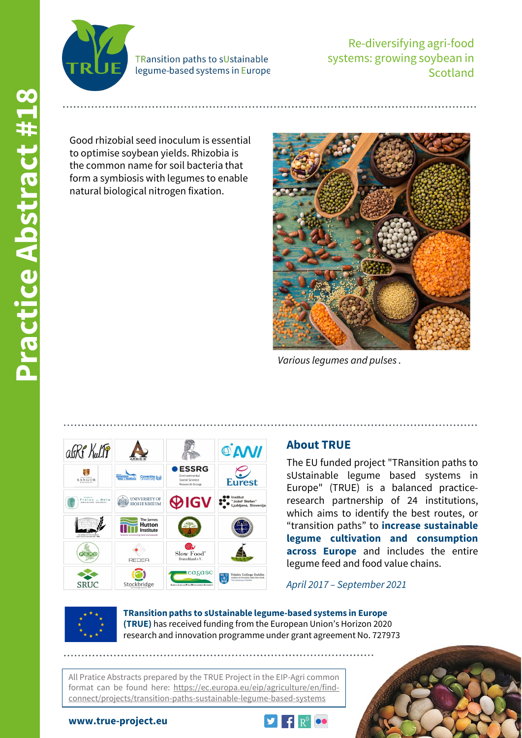# Practice Abstract #18

TRansition paths to sUstainable legume-based systems in Europe

## Re-diversifying agri-food systems: growing soybean in Scotland

Good rhizobial seed inoculum is essential to optimise soybean yields. Rhizobia is the common name for soil bacteria that form a symbiosis with legumes to enable natural biological nitrogen fixation.

*Various legumes and pulses .*

### About TRUE

The EU funded project "TRansition paths to sUstainable legume based systems in Europe" (TRUE) is a balanced practice-research partnership of 24 institutions, which aims to identify the best routes, or "transition paths" to **increase sustainable legume cultivation and consumption across Europe** and includes the entire legume feed and food value chains.

*April 2017 – September 2021*

**TRansition paths to sUstainable legume-based systems in Europe (TRUE)** has received funding from the European Union's Horizon 2020 research and innovation programme under grant agreement No. 727973

All Pratice Abstracts prepared by the TRUE Project in the EIP-Agri common format can be found here: https://ec.europa.eu/eip/agriculture/en/find-connect/projects/transition-paths-sustainable-legume-based-systems

**www.true-project.eu**